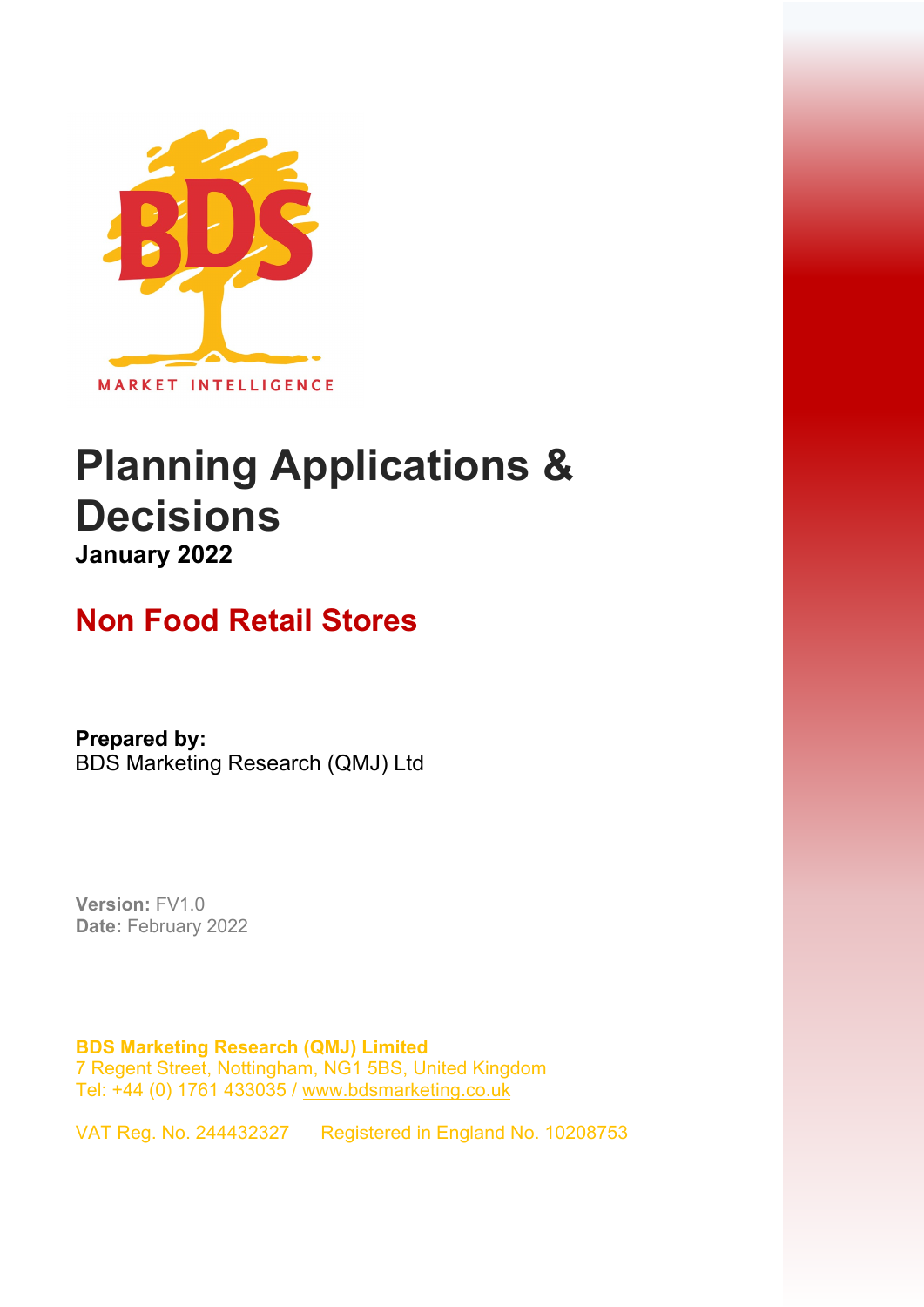BDS

MARKET INTELLIGENCE

# Planning Applications & Decisions

**January 2022**

## Non Food Retail Stores

**Prepared by:**
BDS Marketing Research (QMJ) Ltd

**Version:** FV1.0
**Date:** February 2022

**BDS Marketing Research (QMJ) Limited**
7 Regent Street, Nottingham, NG1 5BS, United Kingdom
Tel: +44 (0) 1761 433035 / www.bdsmarketing.co.uk

VAT Reg. No. 244432327 Registered in England No. 10208753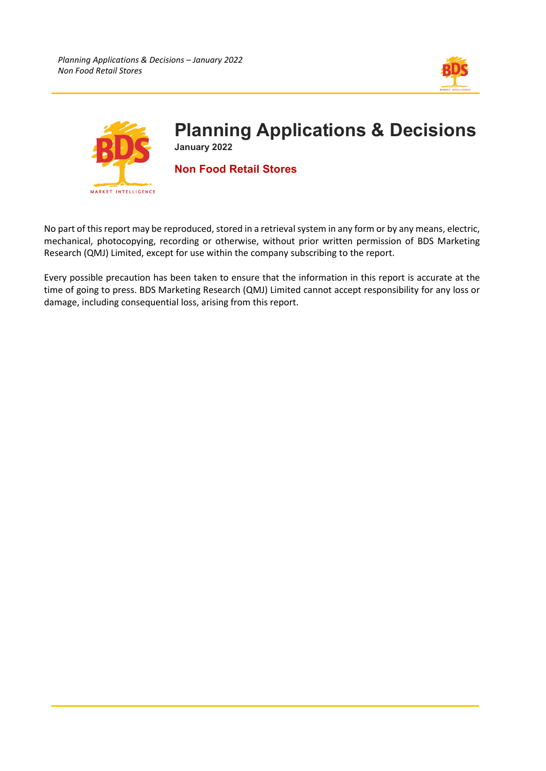# Planning Applications & Decisions

**January 2022**

## Non Food Retail Stores

No part of this report may be reproduced, stored in a retrieval system in any form or by any means, electric, mechanical, photocopying, recording or otherwise, without prior written permission of BDS Marketing Research (QMJ) Limited, except for use within the company subscribing to the report.

Every possible precaution has been taken to ensure that the information in this report is accurate at the time of going to press. BDS Marketing Research (QMJ) Limited cannot accept responsibility for any loss or damage, including consequential loss, arising from this report.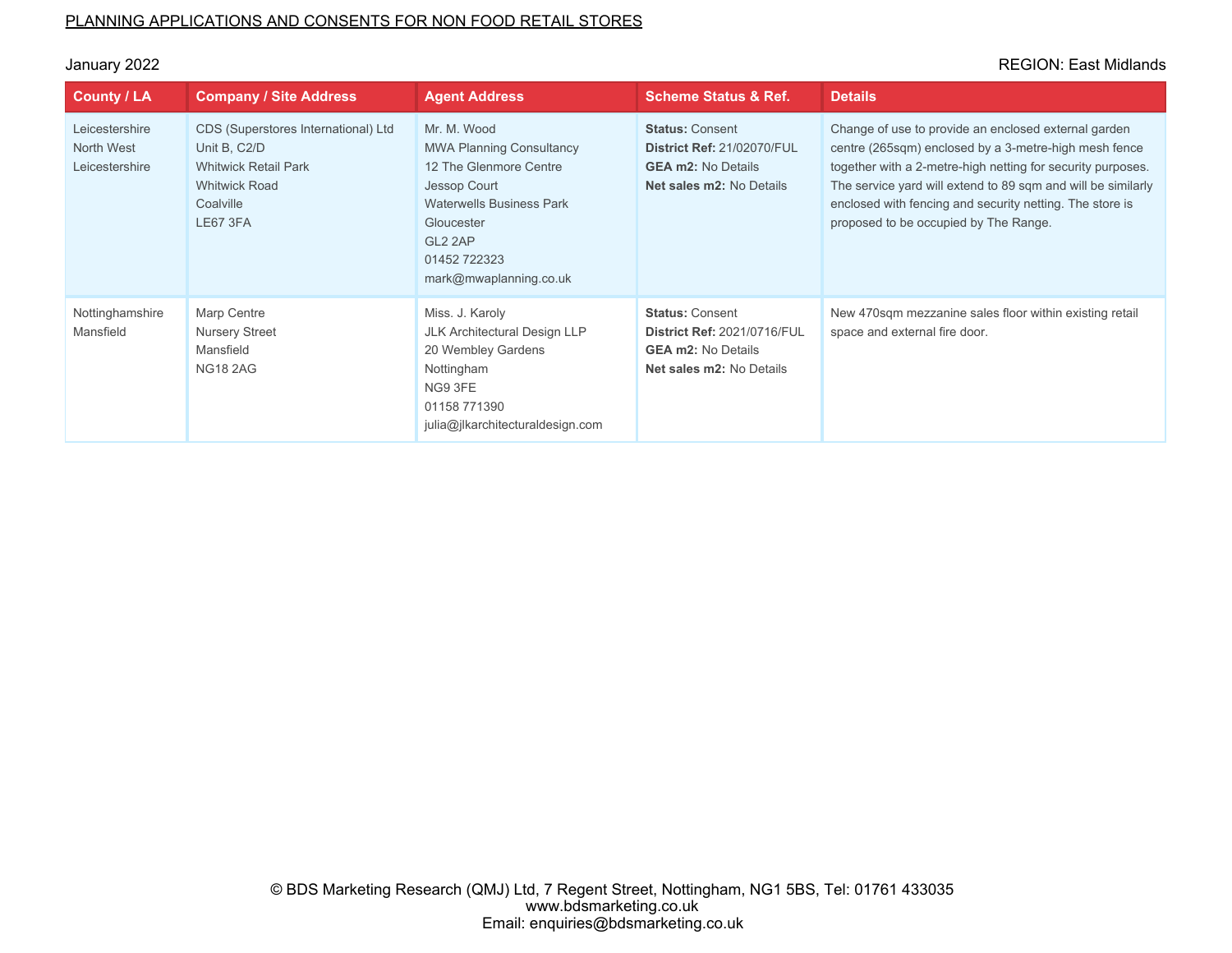PLANNING APPLICATIONS AND CONSENTS FOR NON FOOD RETAIL STORES

January 2022

REGION: East Midlands

| County / LA | Company / Site Address | Agent Address | Scheme Status & Ref. | Details |
|---|---|---|---|---|
| Leicestershire<br>North West Leicestershire | CDS (Superstores International) Ltd<br>Unit B, C2/D<br>Whitwick Retail Park<br>Whitwick Road<br>Coalville<br>LE67 3FA | Mr. M. Wood<br>MWA Planning Consultancy<br>12 The Glenmore Centre<br>Jessop Court<br>Waterwells Business Park<br>Gloucester<br>GL2 2AP<br>01452 722323<br>mark@mwaplanning.co.uk | **Status:** Consent<br>**District Ref:** 21/02070/FUL<br>**GEA m2:** No Details<br>**Net sales m2:** No Details | Change of use to provide an enclosed external garden centre (265sqm) enclosed by a 3-metre-high mesh fence together with a 2-metre-high netting for security purposes. The service yard will extend to 89 sqm and will be similarly enclosed with fencing and security netting. The store is proposed to be occupied by The Range. |
| Nottinghamshire<br>Mansfield | Marp Centre<br>Nursery Street<br>Mansfield<br>NG18 2AG | Miss. J. Karoly<br>JLK Architectural Design LLP<br>20 Wembley Gardens<br>Nottingham<br>NG9 3FE<br>01158 771390<br>julia@jlkarchitecturaldesign.com | **Status:** Consent<br>**District Ref:** 2021/0716/FUL<br>**GEA m2:** No Details<br>**Net sales m2:** No Details | New 470sqm mezzanine sales floor within existing retail space and external fire door. |

© BDS Marketing Research (QMJ) Ltd, 7 Regent Street, Nottingham, NG1 5BS, Tel: 01761 433035
www.bdsmarketing.co.uk
Email: enquiries@bdsmarketing.co.uk